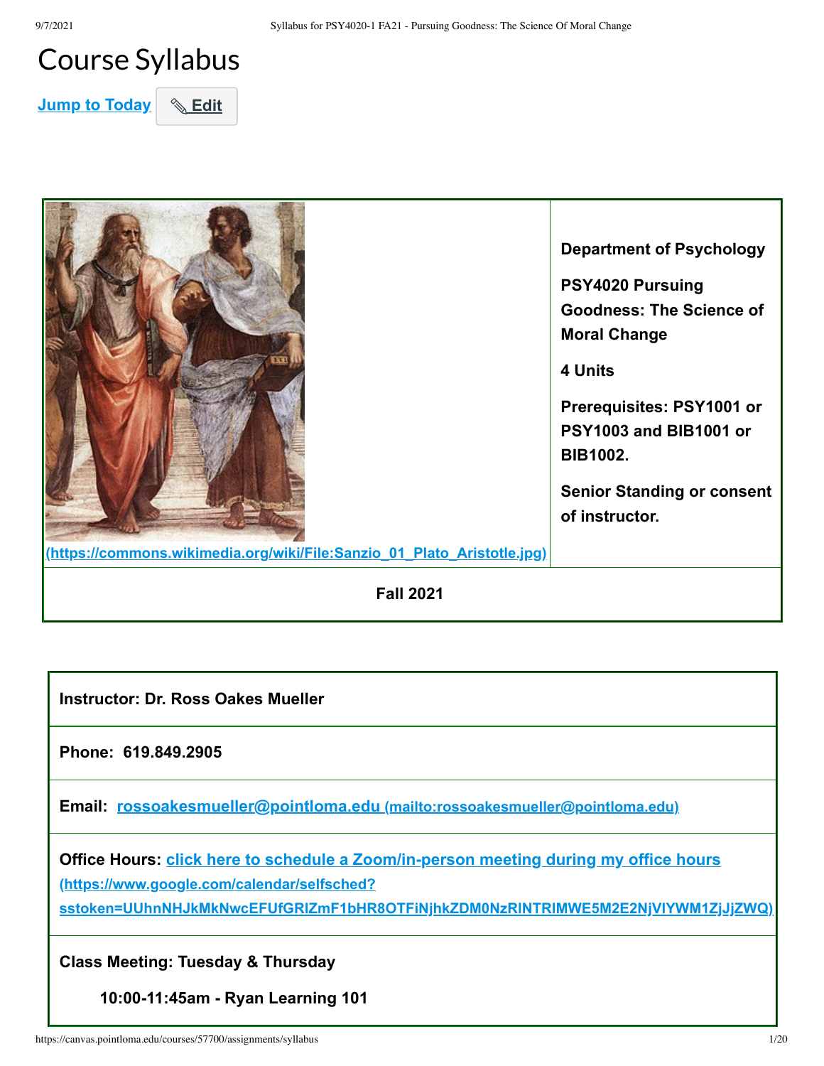# Course Syllabus

Jump to Today | Edit

[(https://commons.wikimedia.org/wiki/File:Sanzio_01_Plato_Aristotle.jpg)](https://commons.wikimedia.org/wiki/File:Sanzio_01_Plato_Aristotle.jpg)

**Department of Psychology**

**PSY4020 Pursuing Goodness: The Science of Moral Change**

**4 Units**

**Prerequisites: PSY1001 or PSY1003 and BIB1001 or BIB1002.**

**Senior Standing or consent of instructor.**

**Fall 2021**

| |
|---|
| **Instructor: Dr. Ross Oakes Mueller** |
| **Phone: 619.849.2905** |
| **Email:** [rossoakesmueller@pointloma.edu](mailto:rossoakesmueller@pointloma.edu) (mailto:rossoakesmueller@pointloma.edu) |
| **Office Hours:** [click here to schedule a Zoom/in-person meeting during my office hours](https://www.google.com/calendar/selfsched?sstoken=UUhnNHJkMkNwcEFUfGRlZmF1bHR8OTFiNjhkZDM0NzRlNTRlMWE5M2E2NjVlYWM1ZjJjZWQ) (https://www.google.com/calendar/selfsched?sstoken=UUhnNHJkMkNwcEFUfGRlZmF1bHR8OTFiNjhkZDM0NzRlNTRlMWE5M2E2NjVlYWM1ZjJjZWQ) |
| **Class Meeting: Tuesday & Thursday**<br>**10:00-11:45am - Ryan Learning 101** |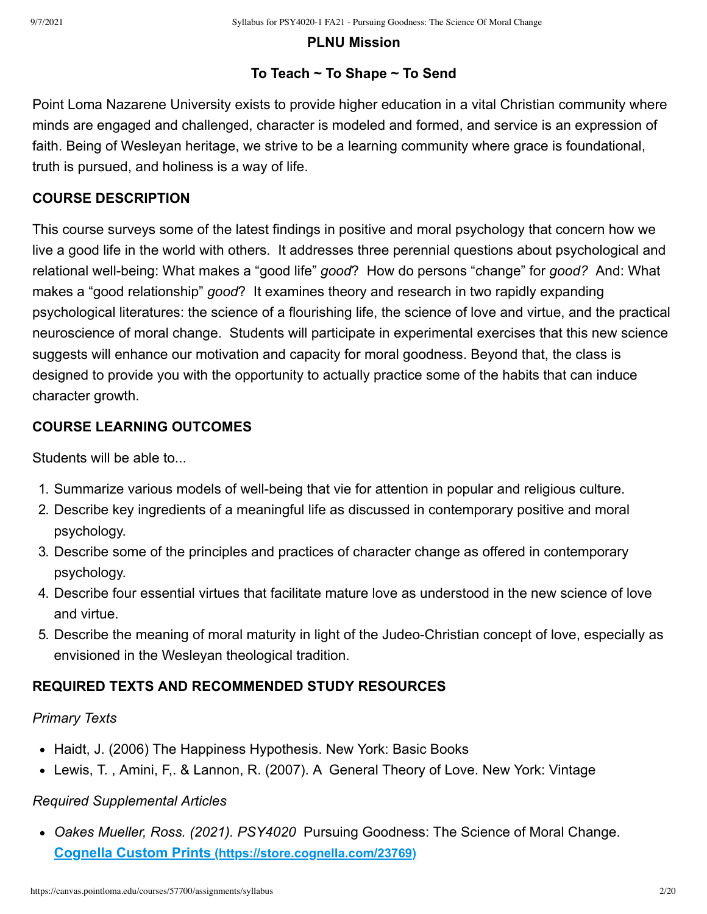**PLNU Mission**

**To Teach ~ To Shape ~ To Send**

Point Loma Nazarene University exists to provide higher education in a vital Christian community where minds are engaged and challenged, character is modeled and formed, and service is an expression of faith. Being of Wesleyan heritage, we strive to be a learning community where grace is foundational, truth is pursued, and holiness is a way of life.

## COURSE DESCRIPTION

This course surveys some of the latest findings in positive and moral psychology that concern how we live a good life in the world with others.  It addresses three perennial questions about psychological and relational well-being: What makes a "good life" *good*?  How do persons "change" for *good?*  And: What makes a "good relationship" *good*?  It examines theory and research in two rapidly expanding psychological literatures: the science of a flourishing life, the science of love and virtue, and the practical neuroscience of moral change.  Students will participate in experimental exercises that this new science suggests will enhance our motivation and capacity for moral goodness. Beyond that, the class is designed to provide you with the opportunity to actually practice some of the habits that can induce character growth.

## COURSE LEARNING OUTCOMES

Students will be able to...

1. Summarize various models of well-being that vie for attention in popular and religious culture.
2. Describe key ingredients of a meaningful life as discussed in contemporary positive and moral psychology.
3. Describe some of the principles and practices of character change as offered in contemporary psychology.
4. Describe four essential virtues that facilitate mature love as understood in the new science of love and virtue.
5. Describe the meaning of moral maturity in light of the Judeo-Christian concept of love, especially as envisioned in the Wesleyan theological tradition.

## REQUIRED TEXTS AND RECOMMENDED STUDY RESOURCES

*Primary Texts*

- Haidt, J. (2006) The Happiness Hypothesis. New York: Basic Books
- Lewis, T. , Amini, F,. & Lannon, R. (2007). A  General Theory of Love. New York: Vintage

*Required Supplemental Articles*

- *Oakes Mueller, Ross. (2021). PSY4020*  Pursuing Goodness: The Science of Moral Change. [**Cognella Custom Prints** (https://store.cognella.com/23769)](https://store.cognella.com/23769)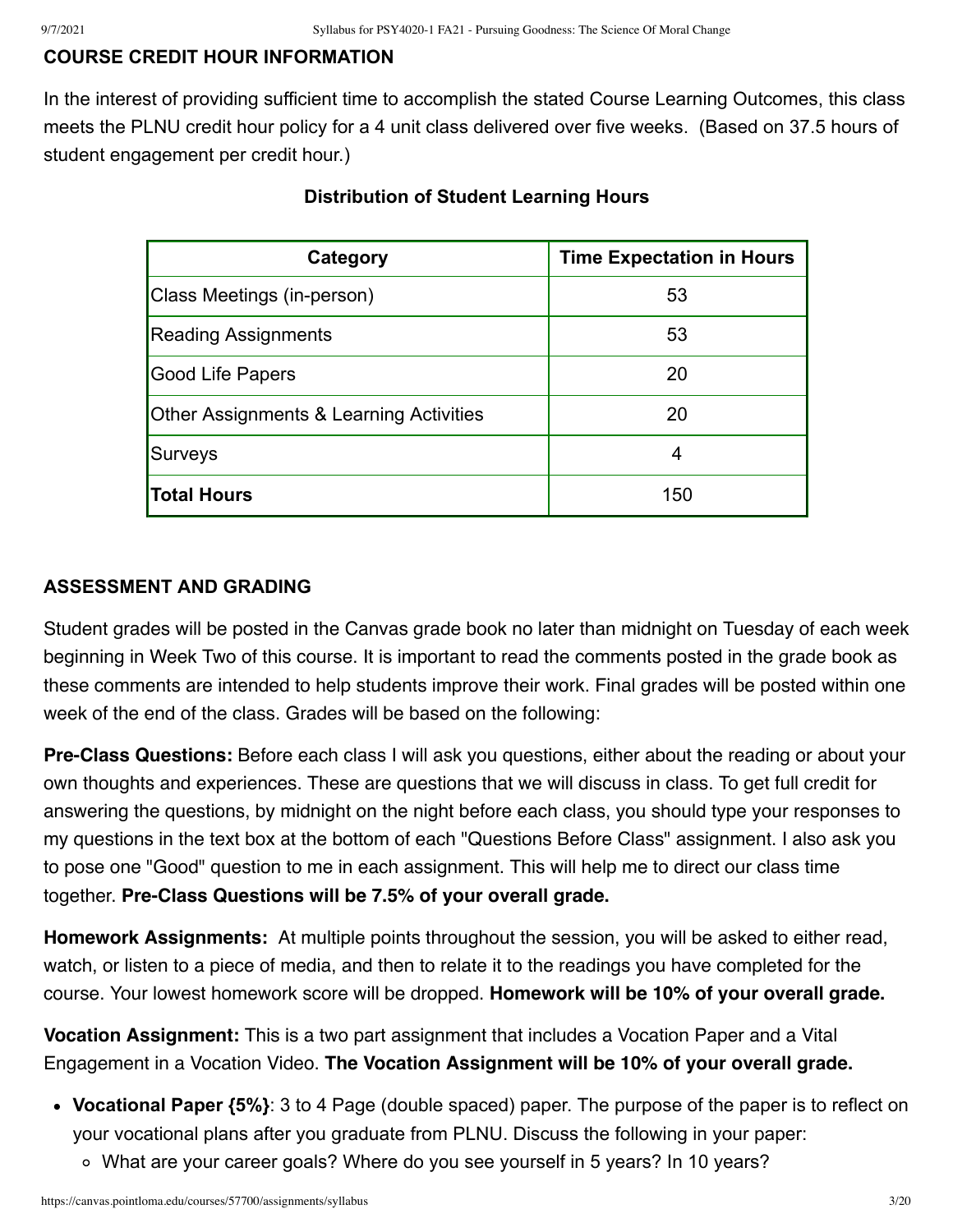**COURSE CREDIT HOUR INFORMATION**

In the interest of providing sufficient time to accomplish the stated Course Learning Outcomes, this class meets the PLNU credit hour policy for a 4 unit class delivered over five weeks. (Based on 37.5 hours of student engagement per credit hour.)

**Distribution of Student Learning Hours**

| Category | Time Expectation in Hours |
|---|---|
| Class Meetings (in-person) | 53 |
| Reading Assignments | 53 |
| Good Life Papers | 20 |
| Other Assignments & Learning Activities | 20 |
| Surveys | 4 |
| **Total Hours** | 150 |

**ASSESSMENT AND GRADING**

Student grades will be posted in the Canvas grade book no later than midnight on Tuesday of each week beginning in Week Two of this course. It is important to read the comments posted in the grade book as these comments are intended to help students improve their work. Final grades will be posted within one week of the end of the class. Grades will be based on the following:

**Pre-Class Questions:** Before each class I will ask you questions, either about the reading or about your own thoughts and experiences. These are questions that we will discuss in class. To get full credit for answering the questions, by midnight on the night before each class, you should type your responses to my questions in the text box at the bottom of each "Questions Before Class" assignment. I also ask you to pose one "Good" question to me in each assignment. This will help me to direct our class time together. **Pre-Class Questions will be 7.5% of your overall grade.**

**Homework Assignments:** At multiple points throughout the session, you will be asked to either read, watch, or listen to a piece of media, and then to relate it to the readings you have completed for the course. Your lowest homework score will be dropped. **Homework will be 10% of your overall grade.**

**Vocation Assignment:** This is a two part assignment that includes a Vocation Paper and a Vital Engagement in a Vocation Video. **The Vocation Assignment will be 10% of your overall grade.**

- **Vocational Paper {5%}**: 3 to 4 Page (double spaced) paper. The purpose of the paper is to reflect on your vocational plans after you graduate from PLNU. Discuss the following in your paper:
  - What are your career goals? Where do you see yourself in 5 years? In 10 years?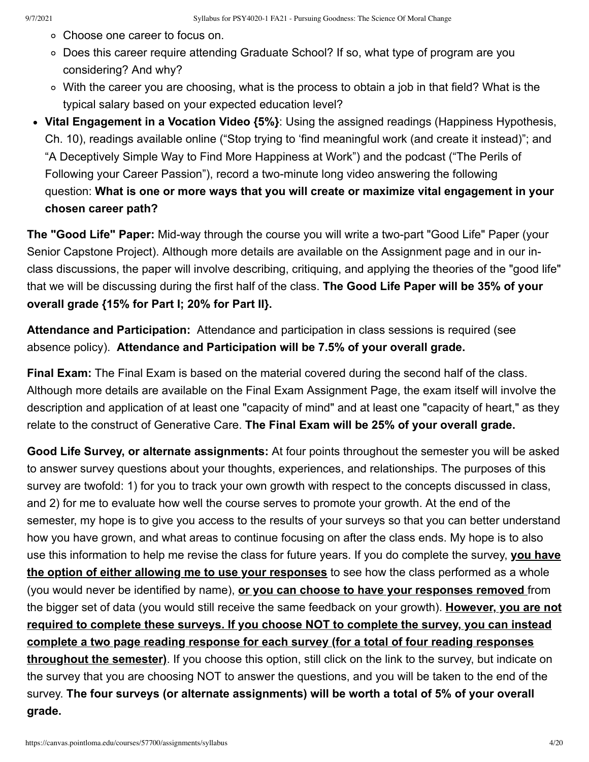- Choose one career to focus on.
    - Does this career require attending Graduate School? If so, what type of program are you considering? And why?
    - With the career you are choosing, what is the process to obtain a job in that field? What is the typical salary based on your expected education level?
- **Vital Engagement in a Vocation Video {5%}**: Using the assigned readings (Happiness Hypothesis, Ch. 10), readings available online ("Stop trying to 'find meaningful work (and create it instead)"; and "A Deceptively Simple Way to Find More Happiness at Work") and the podcast ("The Perils of Following your Career Passion"), record a two-minute long video answering the following question: **What is one or more ways that you will create or maximize vital engagement in your chosen career path?**

**The "Good Life" Paper:** Mid-way through the course you will write a two-part "Good Life" Paper (your Senior Capstone Project). Although more details are available on the Assignment page and in our in-class discussions, the paper will involve describing, critiquing, and applying the theories of the "good life" that we will be discussing during the first half of the class. **The Good Life Paper will be 35% of your overall grade {15% for Part I; 20% for Part II}.**

**Attendance and Participation:** Attendance and participation in class sessions is required (see absence policy). **Attendance and Participation will be 7.5% of your overall grade.**

**Final Exam:** The Final Exam is based on the material covered during the second half of the class. Although more details are available on the Final Exam Assignment Page, the exam itself will involve the description and application of at least one "capacity of mind" and at least one "capacity of heart," as they relate to the construct of Generative Care. **The Final Exam will be 25% of your overall grade.**

**Good Life Survey, or alternate assignments:** At four points throughout the semester you will be asked to answer survey questions about your thoughts, experiences, and relationships. The purposes of this survey are twofold: 1) for you to track your own growth with respect to the concepts discussed in class, and 2) for me to evaluate how well the course serves to promote your growth. At the end of the semester, my hope is to give you access to the results of your surveys so that you can better understand how you have grown, and what areas to continue focusing on after the class ends. My hope is to also use this information to help me revise the class for future years. If you do complete the survey, **<u>you have the option of either allowing me to use your responses</u>** to see how the class performed as a whole (you would never be identified by name), **<u>or you can choose to have your responses removed</u>** from the bigger set of data (you would still receive the same feedback on your growth). **<u>However, you are not required to complete these surveys. If you choose NOT to complete the survey, you can instead complete a two page reading response for each survey (for a total of four reading responses throughout the semester)</u>**. If you choose this option, still click on the link to the survey, but indicate on the survey that you are choosing NOT to answer the questions, and you will be taken to the end of the survey. **The four surveys (or alternate assignments) will be worth a total of 5% of your overall grade.**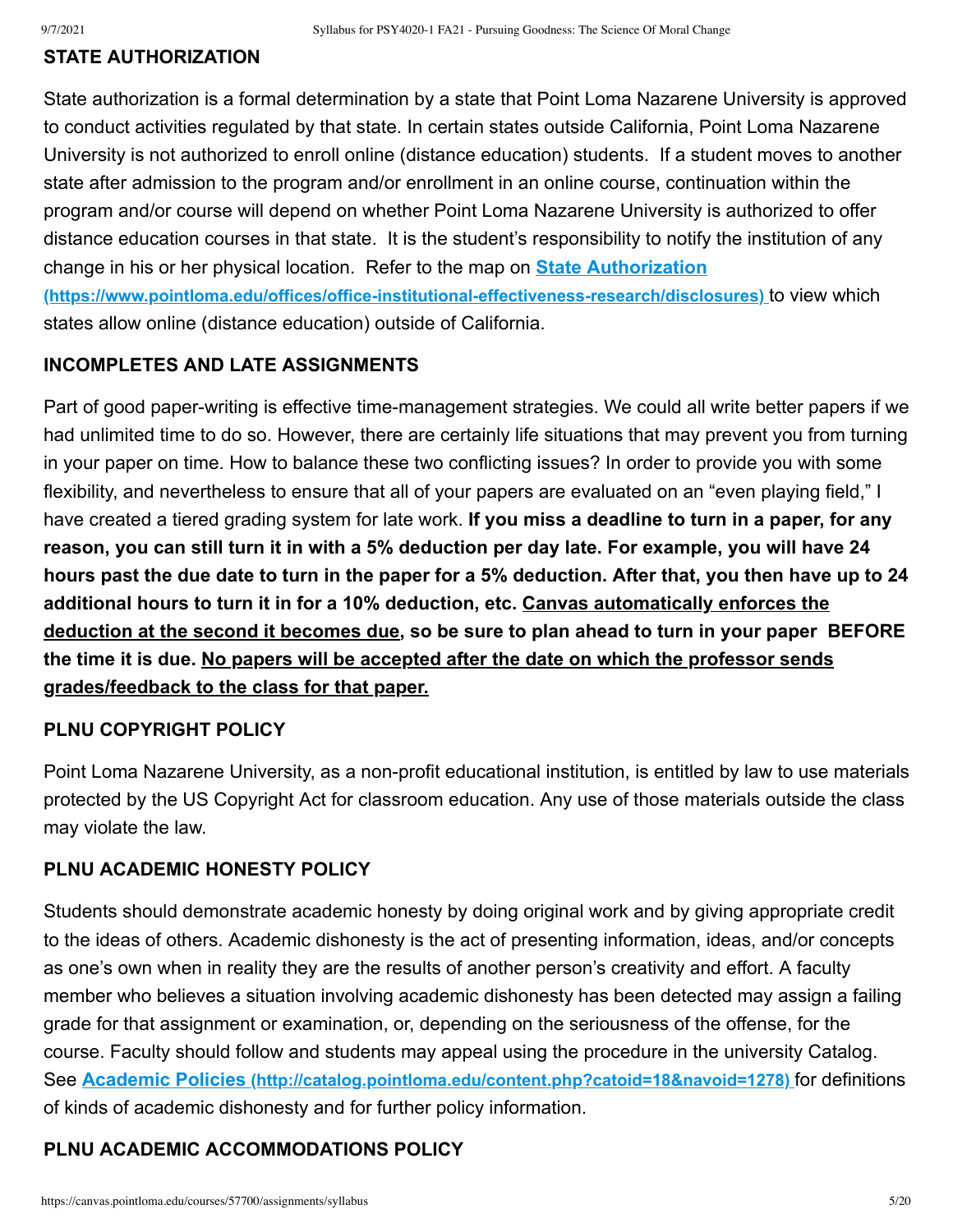## STATE AUTHORIZATION

State authorization is a formal determination by a state that Point Loma Nazarene University is approved to conduct activities regulated by that state. In certain states outside California, Point Loma Nazarene University is not authorized to enroll online (distance education) students. If a student moves to another state after admission to the program and/or enrollment in an online course, continuation within the program and/or course will depend on whether Point Loma Nazarene University is authorized to offer distance education courses in that state. It is the student's responsibility to notify the institution of any change in his or her physical location. Refer to the map on **[State Authorization (https://www.pointloma.edu/offices/office-institutional-effectiveness-research/disclosures)](https://www.pointloma.edu/offices/office-institutional-effectiveness-research/disclosures)** to view which states allow online (distance education) outside of California.

## INCOMPLETES AND LATE ASSIGNMENTS

Part of good paper-writing is effective time-management strategies. We could all write better papers if we had unlimited time to do so. However, there are certainly life situations that may prevent you from turning in your paper on time. How to balance these two conflicting issues? In order to provide you with some flexibility, and nevertheless to ensure that all of your papers are evaluated on an "even playing field," I have created a tiered grading system for late work. **If you miss a deadline to turn in a paper, for any reason, you can still turn it in with a 5% deduction per day late. For example, you will have 24 hours past the due date to turn in the paper for a 5% deduction. After that, you then have up to 24 additional hours to turn it in for a 10% deduction, etc. <u>Canvas automatically enforces the deduction at the second it becomes due</u>, so be sure to plan ahead to turn in your paper BEFORE the time it is due. <u>No papers will be accepted after the date on which the professor sends grades/feedback to the class for that paper.</u>**

## PLNU COPYRIGHT POLICY

Point Loma Nazarene University, as a non-profit educational institution, is entitled by law to use materials protected by the US Copyright Act for classroom education. Any use of those materials outside the class may violate the law.

## PLNU ACADEMIC HONESTY POLICY

Students should demonstrate academic honesty by doing original work and by giving appropriate credit to the ideas of others. Academic dishonesty is the act of presenting information, ideas, and/or concepts as one's own when in reality they are the results of another person's creativity and effort. A faculty member who believes a situation involving academic dishonesty has been detected may assign a failing grade for that assignment or examination, or, depending on the seriousness of the offense, for the course. Faculty should follow and students may appeal using the procedure in the university Catalog. See **[Academic Policies (http://catalog.pointloma.edu/content.php?catoid=18&navoid=1278)](http://catalog.pointloma.edu/content.php?catoid=18&navoid=1278)** for definitions of kinds of academic dishonesty and for further policy information.

## PLNU ACADEMIC ACCOMMODATIONS POLICY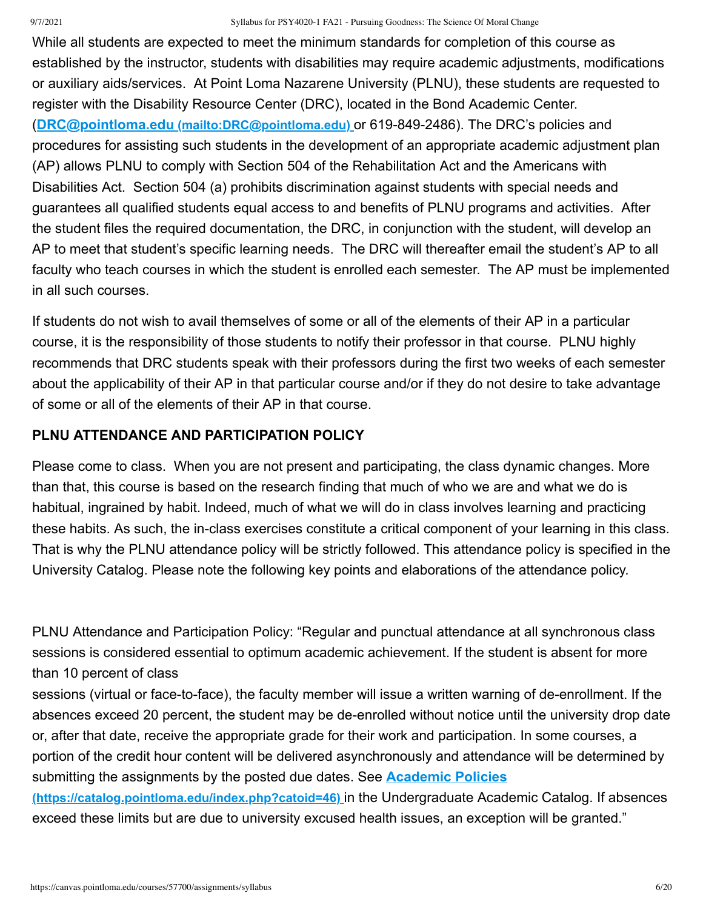While all students are expected to meet the minimum standards for completion of this course as established by the instructor, students with disabilities may require academic adjustments, modifications or auxiliary aids/services. At Point Loma Nazarene University (PLNU), these students are requested to register with the Disability Resource Center (DRC), located in the Bond Academic Center. (**DRC@pointloma.edu (mailto:DRC@pointloma.edu)** or 619-849-2486). The DRC's policies and procedures for assisting such students in the development of an appropriate academic adjustment plan (AP) allows PLNU to comply with Section 504 of the Rehabilitation Act and the Americans with Disabilities Act. Section 504 (a) prohibits discrimination against students with special needs and guarantees all qualified students equal access to and benefits of PLNU programs and activities. After the student files the required documentation, the DRC, in conjunction with the student, will develop an AP to meet that student's specific learning needs. The DRC will thereafter email the student's AP to all faculty who teach courses in which the student is enrolled each semester. The AP must be implemented in all such courses.

If students do not wish to avail themselves of some or all of the elements of their AP in a particular course, it is the responsibility of those students to notify their professor in that course. PLNU highly recommends that DRC students speak with their professors during the first two weeks of each semester about the applicability of their AP in that particular course and/or if they do not desire to take advantage of some or all of the elements of their AP in that course.

**PLNU ATTENDANCE AND PARTICIPATION POLICY**

Please come to class. When you are not present and participating, the class dynamic changes. More than that, this course is based on the research finding that much of who we are and what we do is habitual, ingrained by habit. Indeed, much of what we will do in class involves learning and practicing these habits. As such, the in-class exercises constitute a critical component of your learning in this class. That is why the PLNU attendance policy will be strictly followed. This attendance policy is specified in the University Catalog. Please note the following key points and elaborations of the attendance policy.

PLNU Attendance and Participation Policy: "Regular and punctual attendance at all synchronous class sessions is considered essential to optimum academic achievement. If the student is absent for more than 10 percent of class sessions (virtual or face-to-face), the faculty member will issue a written warning of de-enrollment. If the absences exceed 20 percent, the student may be de-enrolled without notice until the university drop date or, after that date, receive the appropriate grade for their work and participation. In some courses, a portion of the credit hour content will be delivered asynchronously and attendance will be determined by submitting the assignments by the posted due dates. See **Academic Policies (https://catalog.pointloma.edu/index.php?catoid=46)** in the Undergraduate Academic Catalog. If absences exceed these limits but are due to university excused health issues, an exception will be granted."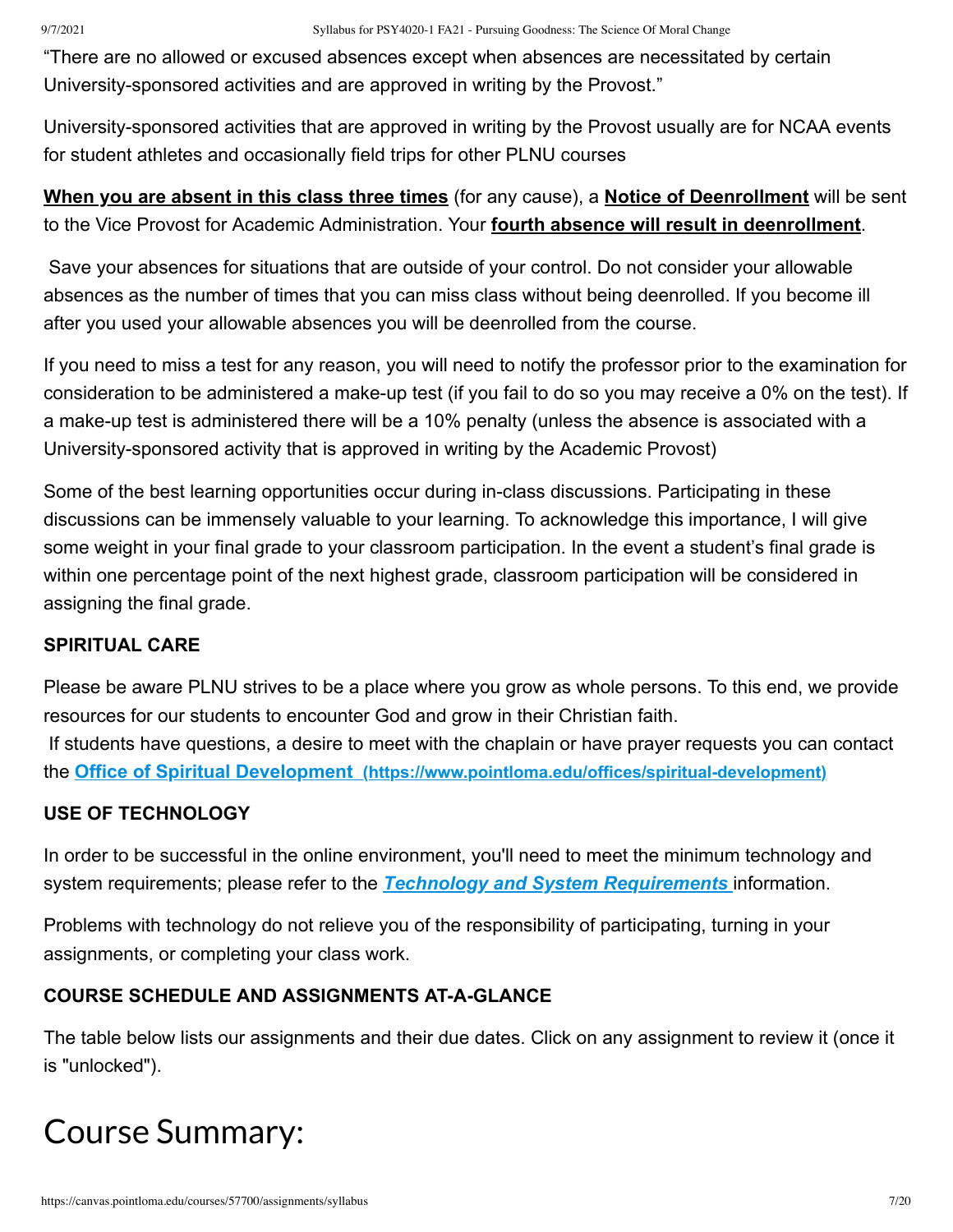"There are no allowed or excused absences except when absences are necessitated by certain University-sponsored activities and are approved in writing by the Provost."

University-sponsored activities that are approved in writing by the Provost usually are for NCAA events for student athletes and occasionally field trips for other PLNU courses

**When you are absent in this class three times** (for any cause), a **Notice of Deenrollment** will be sent to the Vice Provost for Academic Administration. Your **fourth absence will result in deenrollment**.

Save your absences for situations that are outside of your control. Do not consider your allowable absences as the number of times that you can miss class without being deenrolled. If you become ill after you used your allowable absences you will be deenrolled from the course.

If you need to miss a test for any reason, you will need to notify the professor prior to the examination for consideration to be administered a make-up test (if you fail to do so you may receive a 0% on the test). If a make-up test is administered there will be a 10% penalty (unless the absence is associated with a University-sponsored activity that is approved in writing by the Academic Provost)

Some of the best learning opportunities occur during in-class discussions. Participating in these discussions can be immensely valuable to your learning. To acknowledge this importance, I will give some weight in your final grade to your classroom participation. In the event a student's final grade is within one percentage point of the next highest grade, classroom participation will be considered in assigning the final grade.

**SPIRITUAL CARE**

Please be aware PLNU strives to be a place where you grow as whole persons. To this end, we provide resources for our students to encounter God and grow in their Christian faith.

If students have questions, a desire to meet with the chaplain or have prayer requests you can contact the **Office of Spiritual Development (https://www.pointloma.edu/offices/spiritual-development)**

**USE OF TECHNOLOGY**

In order to be successful in the online environment, you'll need to meet the minimum technology and system requirements; please refer to the ***Technology and System Requirements*** information.

Problems with technology do not relieve you of the responsibility of participating, turning in your assignments, or completing your class work.

**COURSE SCHEDULE AND ASSIGNMENTS AT-A-GLANCE**

The table below lists our assignments and their due dates. Click on any assignment to review it (once it is "unlocked").

# Course Summary: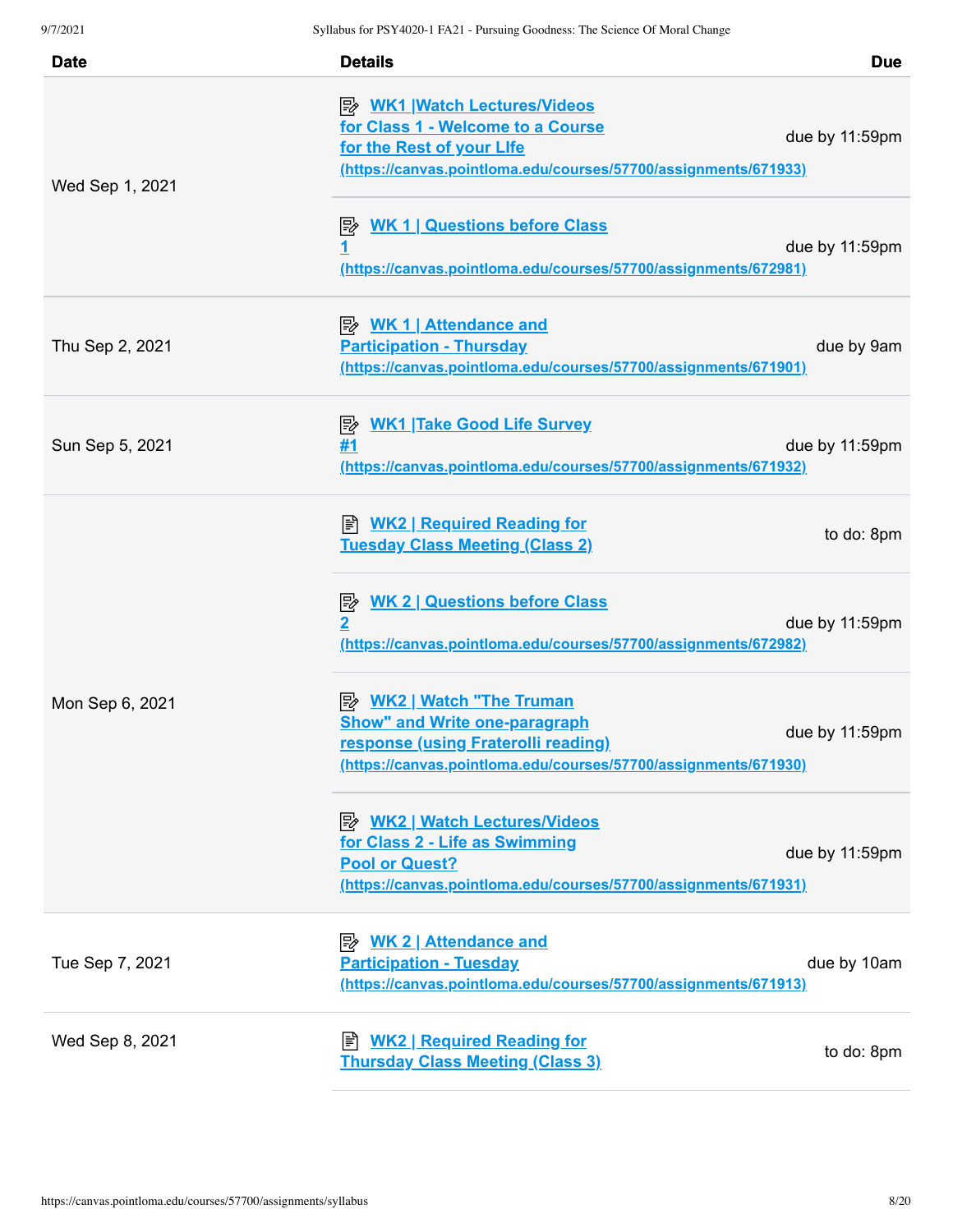| Date | Details | Due |
|---|---|---|
| Wed Sep 1, 2021 | WK1 \|Watch Lectures/Videos for Class 1 - Welcome to a Course for the Rest of your LIfe (https://canvas.pointloma.edu/courses/57700/assignments/671933) | due by 11:59pm |
| | WK 1 \| Questions before Class 1 (https://canvas.pointloma.edu/courses/57700/assignments/672981) | due by 11:59pm |
| Thu Sep 2, 2021 | WK 1 \| Attendance and Participation - Thursday (https://canvas.pointloma.edu/courses/57700/assignments/671901) | due by 9am |
| Sun Sep 5, 2021 | WK1 \|Take Good Life Survey #1 (https://canvas.pointloma.edu/courses/57700/assignments/671932) | due by 11:59pm |
| Mon Sep 6, 2021 | WK2 \| Required Reading for Tuesday Class Meeting (Class 2) | to do: 8pm |
| | WK 2 \| Questions before Class 2 (https://canvas.pointloma.edu/courses/57700/assignments/672982) | due by 11:59pm |
| | WK2 \| Watch "The Truman Show" and Write one-paragraph response (using Fraterolli reading) (https://canvas.pointloma.edu/courses/57700/assignments/671930) | due by 11:59pm |
| | WK2 \| Watch Lectures/Videos for Class 2 - Life as Swimming Pool or Quest? (https://canvas.pointloma.edu/courses/57700/assignments/671931) | due by 11:59pm |
| Tue Sep 7, 2021 | WK 2 \| Attendance and Participation - Tuesday (https://canvas.pointloma.edu/courses/57700/assignments/671913) | due by 10am |
| Wed Sep 8, 2021 | WK2 \| Required Reading for Thursday Class Meeting (Class 3) | to do: 8pm |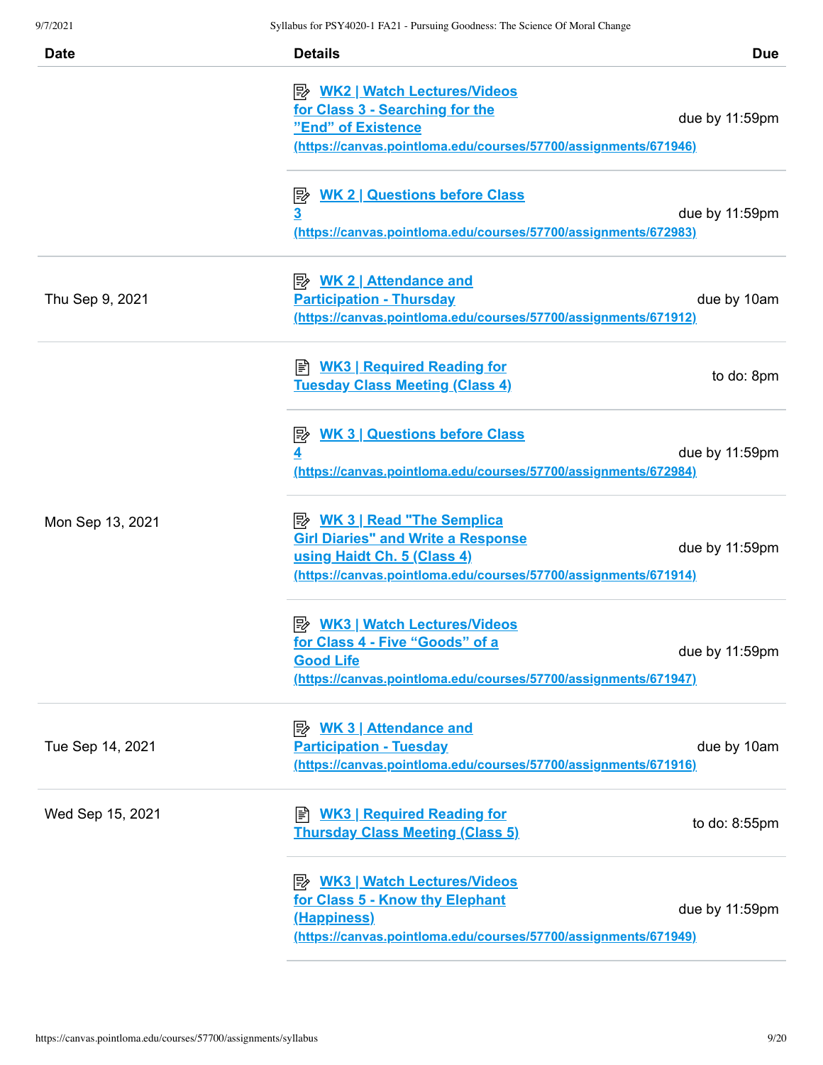| Date | Details | Due |
|---|---|---|
| | WK2 \| Watch Lectures/Videos for Class 3 - Searching for the ”End” of Existence (https://canvas.pointloma.edu/courses/57700/assignments/671946) | due by 11:59pm |
| | WK 2 \| Questions before Class 3 (https://canvas.pointloma.edu/courses/57700/assignments/672983) | due by 11:59pm |
| Thu Sep 9, 2021 | WK 2 \| Attendance and Participation - Thursday (https://canvas.pointloma.edu/courses/57700/assignments/671912) | due by 10am |
| Mon Sep 13, 2021 | WK3 \| Required Reading for Tuesday Class Meeting (Class 4) | to do: 8pm |
| | WK 3 \| Questions before Class 4 (https://canvas.pointloma.edu/courses/57700/assignments/672984) | due by 11:59pm |
| | WK 3 \| Read "The Semplica Girl Diaries" and Write a Response using Haidt Ch. 5 (Class 4) (https://canvas.pointloma.edu/courses/57700/assignments/671914) | due by 11:59pm |
| | WK3 \| Watch Lectures/Videos for Class 4 - Five “Goods” of a Good Life (https://canvas.pointloma.edu/courses/57700/assignments/671947) | due by 11:59pm |
| Tue Sep 14, 2021 | WK 3 \| Attendance and Participation - Tuesday (https://canvas.pointloma.edu/courses/57700/assignments/671916) | due by 10am |
| Wed Sep 15, 2021 | WK3 \| Required Reading for Thursday Class Meeting (Class 5) | to do: 8:55pm |
| | WK3 \| Watch Lectures/Videos for Class 5 - Know thy Elephant (Happiness) (https://canvas.pointloma.edu/courses/57700/assignments/671949) | due by 11:59pm |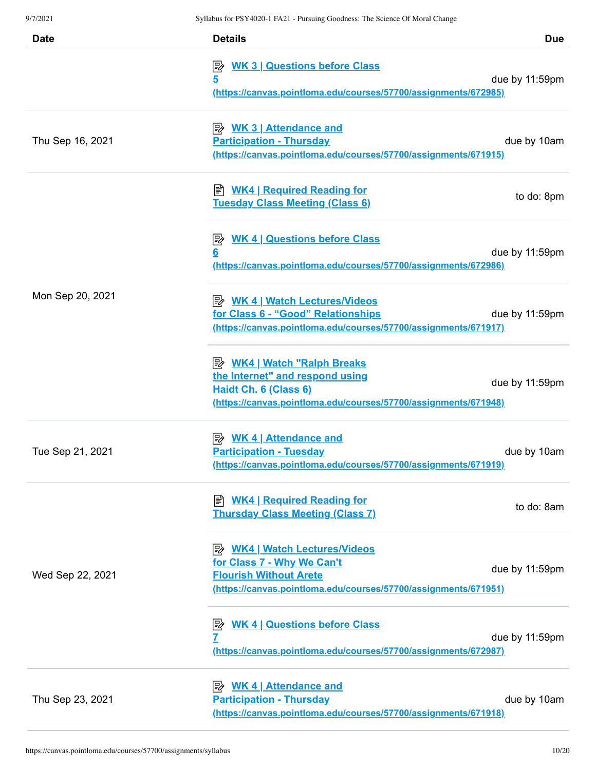| Date | Details | Due |
| --- | --- | --- |
| | WK 3 \| Questions before Class 5 (https://canvas.pointloma.edu/courses/57700/assignments/672985) | due by 11:59pm |
| Thu Sep 16, 2021 | WK 3 \| Attendance and Participation - Thursday (https://canvas.pointloma.edu/courses/57700/assignments/671915) | due by 10am |
| Mon Sep 20, 2021 | WK4 \| Required Reading for Tuesday Class Meeting (Class 6) | to do: 8pm |
| | WK 4 \| Questions before Class 6 (https://canvas.pointloma.edu/courses/57700/assignments/672986) | due by 11:59pm |
| | WK 4 \| Watch Lectures/Videos for Class 6 - “Good” Relationships (https://canvas.pointloma.edu/courses/57700/assignments/671917) | due by 11:59pm |
| | WK4 \| Watch "Ralph Breaks the Internet" and respond using Haidt Ch. 6 (Class 6) (https://canvas.pointloma.edu/courses/57700/assignments/671948) | due by 11:59pm |
| Tue Sep 21, 2021 | WK 4 \| Attendance and Participation - Tuesday (https://canvas.pointloma.edu/courses/57700/assignments/671919) | due by 10am |
| Wed Sep 22, 2021 | WK4 \| Required Reading for Thursday Class Meeting (Class 7) | to do: 8am |
| | WK4 \| Watch Lectures/Videos for Class 7 - Why We Can't Flourish Without Arete (https://canvas.pointloma.edu/courses/57700/assignments/671951) | due by 11:59pm |
| | WK 4 \| Questions before Class 7 (https://canvas.pointloma.edu/courses/57700/assignments/672987) | due by 11:59pm |
| Thu Sep 23, 2021 | WK 4 \| Attendance and Participation - Thursday (https://canvas.pointloma.edu/courses/57700/assignments/671918) | due by 10am |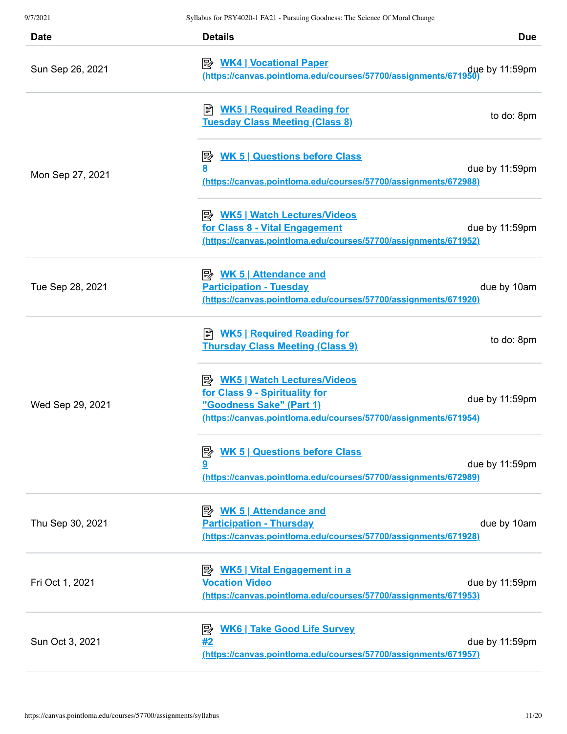| Date | Details | Due |
| --- | --- | --- |
| Sun Sep 26, 2021 | WK4 \| Vocational Paper (https://canvas.pointloma.edu/courses/57700/assignments/671950) | due by 11:59pm |
| Mon Sep 27, 2021 | WK5 \| Required Reading for Tuesday Class Meeting (Class 8) | to do: 8pm |
| | WK 5 \| Questions before Class 8 (https://canvas.pointloma.edu/courses/57700/assignments/672988) | due by 11:59pm |
| | WK5 \| Watch Lectures/Videos for Class 8 - Vital Engagement (https://canvas.pointloma.edu/courses/57700/assignments/671952) | due by 11:59pm |
| Tue Sep 28, 2021 | WK 5 \| Attendance and Participation - Tuesday (https://canvas.pointloma.edu/courses/57700/assignments/671920) | due by 10am |
| Wed Sep 29, 2021 | WK5 \| Required Reading for Thursday Class Meeting (Class 9) | to do: 8pm |
| | WK5 \| Watch Lectures/Videos for Class 9 - Spirituality for "Goodness Sake" (Part 1) (https://canvas.pointloma.edu/courses/57700/assignments/671954) | due by 11:59pm |
| | WK 5 \| Questions before Class 9 (https://canvas.pointloma.edu/courses/57700/assignments/672989) | due by 11:59pm |
| Thu Sep 30, 2021 | WK 5 \| Attendance and Participation - Thursday (https://canvas.pointloma.edu/courses/57700/assignments/671928) | due by 10am |
| Fri Oct 1, 2021 | WK5 \| Vital Engagement in a Vocation Video (https://canvas.pointloma.edu/courses/57700/assignments/671953) | due by 11:59pm |
| Sun Oct 3, 2021 | WK6 \| Take Good Life Survey #2 (https://canvas.pointloma.edu/courses/57700/assignments/671957) | due by 11:59pm |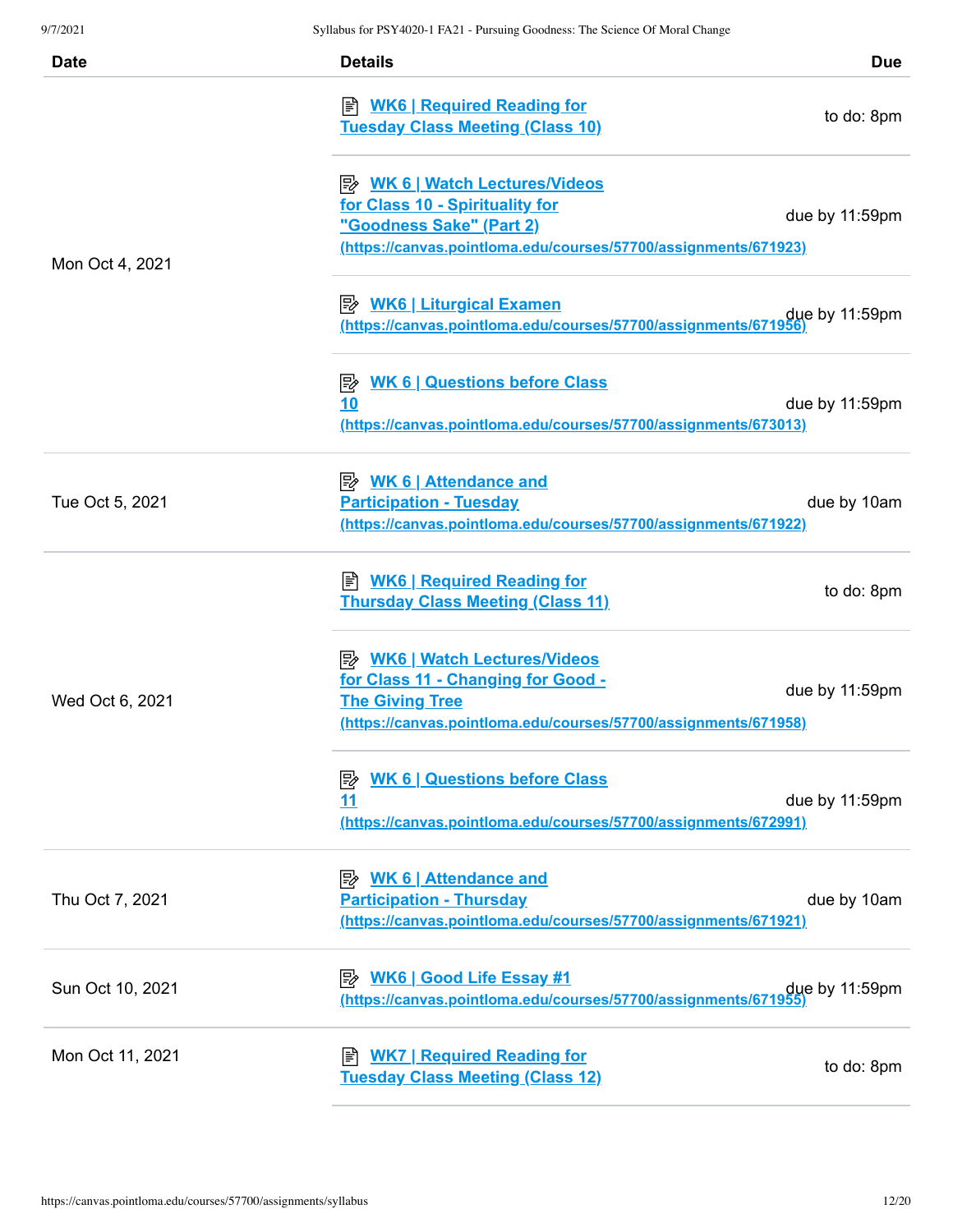| Date | Details | Due |
| --- | --- | --- |
| Mon Oct 4, 2021 | WK6 \| Required Reading for Tuesday Class Meeting (Class 10) | to do: 8pm |
| | WK 6 \| Watch Lectures/Videos for Class 10 - Spirituality for "Goodness Sake" (Part 2) (https://canvas.pointloma.edu/courses/57700/assignments/671923) | due by 11:59pm |
| | WK6 \| Liturgical Examen (https://canvas.pointloma.edu/courses/57700/assignments/671956) | due by 11:59pm |
| | WK 6 \| Questions before Class 10 (https://canvas.pointloma.edu/courses/57700/assignments/673013) | due by 11:59pm |
| Tue Oct 5, 2021 | WK 6 \| Attendance and Participation - Tuesday (https://canvas.pointloma.edu/courses/57700/assignments/671922) | due by 10am |
| Wed Oct 6, 2021 | WK6 \| Required Reading for Thursday Class Meeting (Class 11) | to do: 8pm |
| | WK6 \| Watch Lectures/Videos for Class 11 - Changing for Good - The Giving Tree (https://canvas.pointloma.edu/courses/57700/assignments/671958) | due by 11:59pm |
| | WK 6 \| Questions before Class 11 (https://canvas.pointloma.edu/courses/57700/assignments/672991) | due by 11:59pm |
| Thu Oct 7, 2021 | WK 6 \| Attendance and Participation - Thursday (https://canvas.pointloma.edu/courses/57700/assignments/671921) | due by 10am |
| Sun Oct 10, 2021 | WK6 \| Good Life Essay #1 (https://canvas.pointloma.edu/courses/57700/assignments/671955) | due by 11:59pm |
| Mon Oct 11, 2021 | WK7 \| Required Reading for Tuesday Class Meeting (Class 12) | to do: 8pm |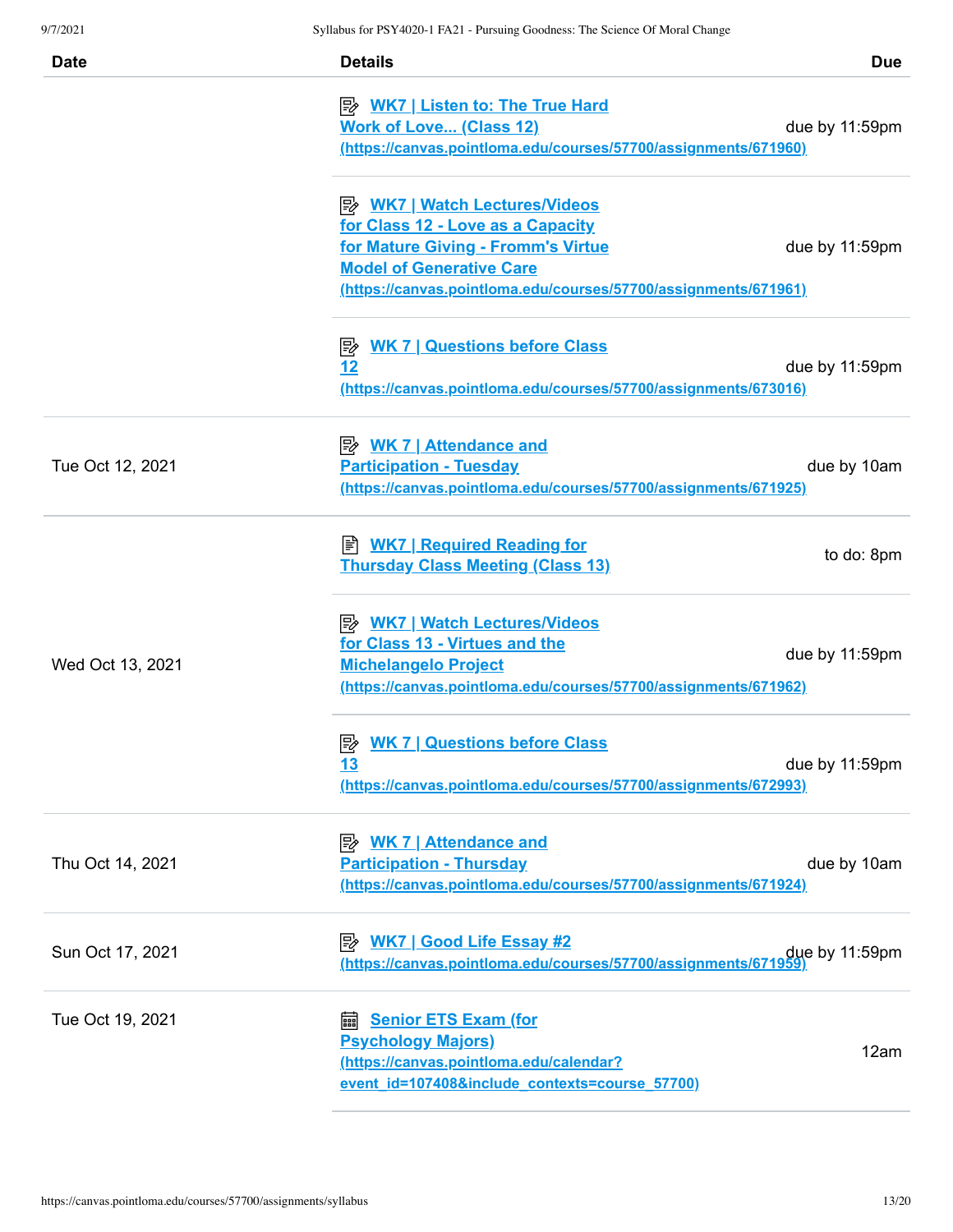| Date | Details | Due |
| --- | --- | --- |
| | WK7 \| Listen to: The True Hard Work of Love... (Class 12) (https://canvas.pointloma.edu/courses/57700/assignments/671960) | due by 11:59pm |
| | WK7 \| Watch Lectures/Videos for Class 12 - Love as a Capacity for Mature Giving - Fromm's Virtue Model of Generative Care (https://canvas.pointloma.edu/courses/57700/assignments/671961) | due by 11:59pm |
| | WK 7 \| Questions before Class 12 (https://canvas.pointloma.edu/courses/57700/assignments/673016) | due by 11:59pm |
| Tue Oct 12, 2021 | WK 7 \| Attendance and Participation - Tuesday (https://canvas.pointloma.edu/courses/57700/assignments/671925) | due by 10am |
| Wed Oct 13, 2021 | WK7 \| Required Reading for Thursday Class Meeting (Class 13) | to do: 8pm |
| | WK7 \| Watch Lectures/Videos for Class 13 - Virtues and the Michelangelo Project (https://canvas.pointloma.edu/courses/57700/assignments/671962) | due by 11:59pm |
| | WK 7 \| Questions before Class 13 (https://canvas.pointloma.edu/courses/57700/assignments/672993) | due by 11:59pm |
| Thu Oct 14, 2021 | WK 7 \| Attendance and Participation - Thursday (https://canvas.pointloma.edu/courses/57700/assignments/671924) | due by 10am |
| Sun Oct 17, 2021 | WK7 \| Good Life Essay #2 (https://canvas.pointloma.edu/courses/57700/assignments/671959) | due by 11:59pm |
| Tue Oct 19, 2021 | Senior ETS Exam (for Psychology Majors) (https://canvas.pointloma.edu/calendar?event_id=107408&include_contexts=course_57700) | 12am |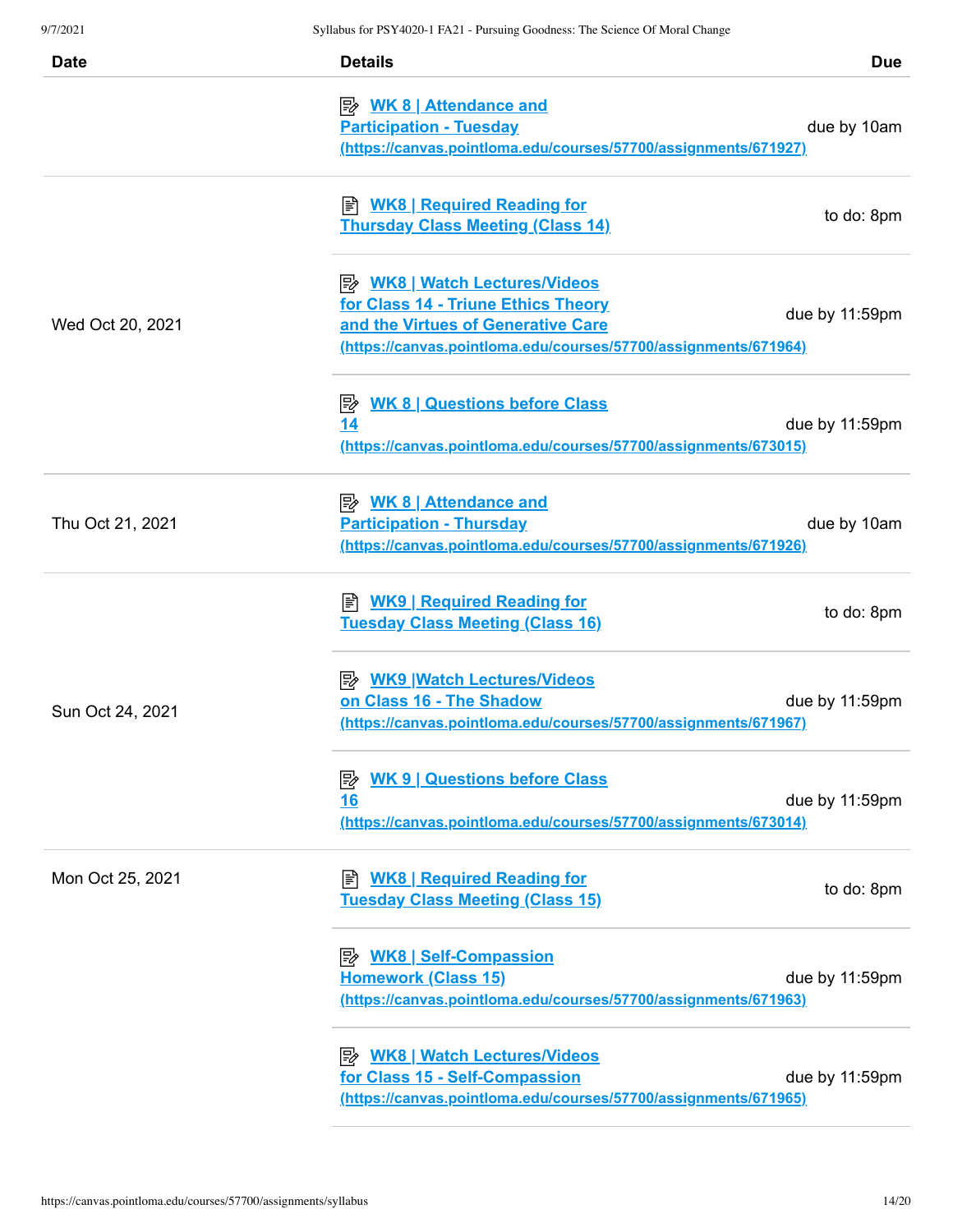| Date | Details | Due |
|---|---|---|
| | WK 8 \| Attendance and Participation - Tuesday (https://canvas.pointloma.edu/courses/57700/assignments/671927) | due by 10am |
| Wed Oct 20, 2021 | WK8 \| Required Reading for Thursday Class Meeting (Class 14) | to do: 8pm |
| | WK8 \| Watch Lectures/Videos for Class 14 - Triune Ethics Theory and the Virtues of Generative Care (https://canvas.pointloma.edu/courses/57700/assignments/671964) | due by 11:59pm |
| | WK 8 \| Questions before Class 14 (https://canvas.pointloma.edu/courses/57700/assignments/673015) | due by 11:59pm |
| Thu Oct 21, 2021 | WK 8 \| Attendance and Participation - Thursday (https://canvas.pointloma.edu/courses/57700/assignments/671926) | due by 10am |
| Sun Oct 24, 2021 | WK9 \| Required Reading for Tuesday Class Meeting (Class 16) | to do: 8pm |
| | WK9 \|Watch Lectures/Videos on Class 16 - The Shadow (https://canvas.pointloma.edu/courses/57700/assignments/671967) | due by 11:59pm |
| | WK 9 \| Questions before Class 16 (https://canvas.pointloma.edu/courses/57700/assignments/673014) | due by 11:59pm |
| Mon Oct 25, 2021 | WK8 \| Required Reading for Tuesday Class Meeting (Class 15) | to do: 8pm |
| | WK8 \| Self-Compassion Homework (Class 15) (https://canvas.pointloma.edu/courses/57700/assignments/671963) | due by 11:59pm |
| | WK8 \| Watch Lectures/Videos for Class 15 - Self-Compassion (https://canvas.pointloma.edu/courses/57700/assignments/671965) | due by 11:59pm |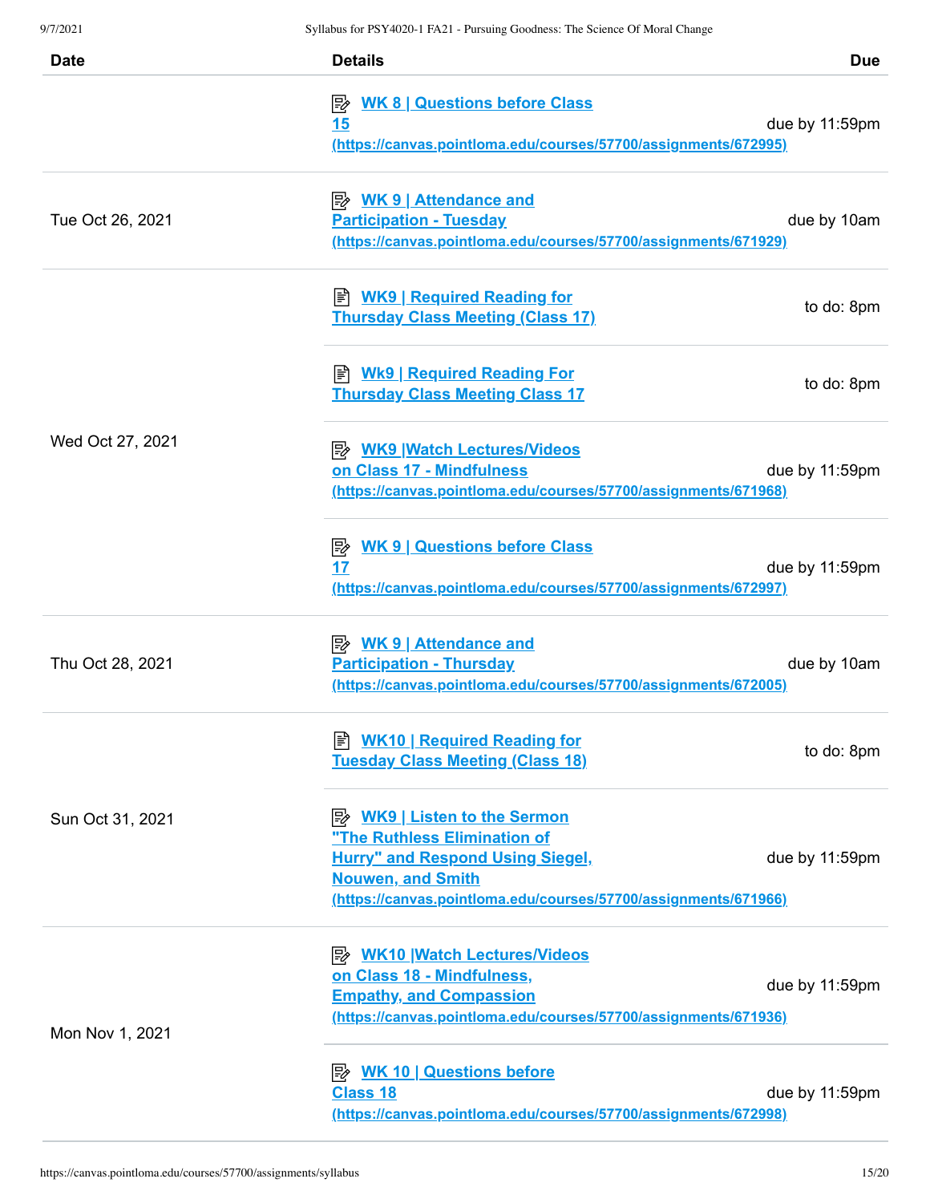| Date | Details | Due |
|---|---|---|
| | WK 8 \| Questions before Class 15 (https://canvas.pointloma.edu/courses/57700/assignments/672995) | due by 11:59pm |
| Tue Oct 26, 2021 | WK 9 \| Attendance and Participation - Tuesday (https://canvas.pointloma.edu/courses/57700/assignments/671929) | due by 10am |
| Wed Oct 27, 2021 | WK9 \| Required Reading for Thursday Class Meeting (Class 17) | to do: 8pm |
| | Wk9 \| Required Reading For Thursday Class Meeting Class 17 | to do: 8pm |
| | WK9 \|Watch Lectures/Videos on Class 17 - Mindfulness (https://canvas.pointloma.edu/courses/57700/assignments/671968) | due by 11:59pm |
| | WK 9 \| Questions before Class 17 (https://canvas.pointloma.edu/courses/57700/assignments/672997) | due by 11:59pm |
| Thu Oct 28, 2021 | WK 9 \| Attendance and Participation - Thursday (https://canvas.pointloma.edu/courses/57700/assignments/672005) | due by 10am |
| Sun Oct 31, 2021 | WK10 \| Required Reading for Tuesday Class Meeting (Class 18) | to do: 8pm |
| | WK9 \| Listen to the Sermon "The Ruthless Elimination of Hurry" and Respond Using Siegel, Nouwen, and Smith (https://canvas.pointloma.edu/courses/57700/assignments/671966) | due by 11:59pm |
| Mon Nov 1, 2021 | WK10 \|Watch Lectures/Videos on Class 18 - Mindfulness, Empathy, and Compassion (https://canvas.pointloma.edu/courses/57700/assignments/671936) | due by 11:59pm |
| | WK 10 \| Questions before Class 18 (https://canvas.pointloma.edu/courses/57700/assignments/672998) | due by 11:59pm |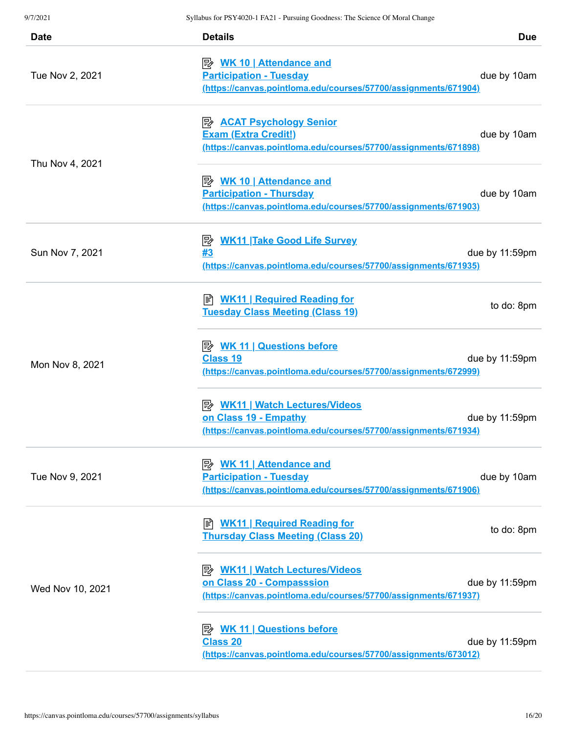| Date | Details | Due |
|---|---|---|
| Tue Nov 2, 2021 | WK 10 \| Attendance and Participation - Tuesday (https://canvas.pointloma.edu/courses/57700/assignments/671904) | due by 10am |
| Thu Nov 4, 2021 | ACAT Psychology Senior Exam (Extra Credit!) (https://canvas.pointloma.edu/courses/57700/assignments/671898) | due by 10am |
| | WK 10 \| Attendance and Participation - Thursday (https://canvas.pointloma.edu/courses/57700/assignments/671903) | due by 10am |
| Sun Nov 7, 2021 | WK11 \|Take Good Life Survey #3 (https://canvas.pointloma.edu/courses/57700/assignments/671935) | due by 11:59pm |
| Mon Nov 8, 2021 | WK11 \| Required Reading for Tuesday Class Meeting (Class 19) | to do: 8pm |
| | WK 11 \| Questions before Class 19 (https://canvas.pointloma.edu/courses/57700/assignments/672999) | due by 11:59pm |
| | WK11 \| Watch Lectures/Videos on Class 19 - Empathy (https://canvas.pointloma.edu/courses/57700/assignments/671934) | due by 11:59pm |
| Tue Nov 9, 2021 | WK 11 \| Attendance and Participation - Tuesday (https://canvas.pointloma.edu/courses/57700/assignments/671906) | due by 10am |
| Wed Nov 10, 2021 | WK11 \| Required Reading for Thursday Class Meeting (Class 20) | to do: 8pm |
| | WK11 \| Watch Lectures/Videos on Class 20 - Compasssion (https://canvas.pointloma.edu/courses/57700/assignments/671937) | due by 11:59pm |
| | WK 11 \| Questions before Class 20 (https://canvas.pointloma.edu/courses/57700/assignments/673012) | due by 11:59pm |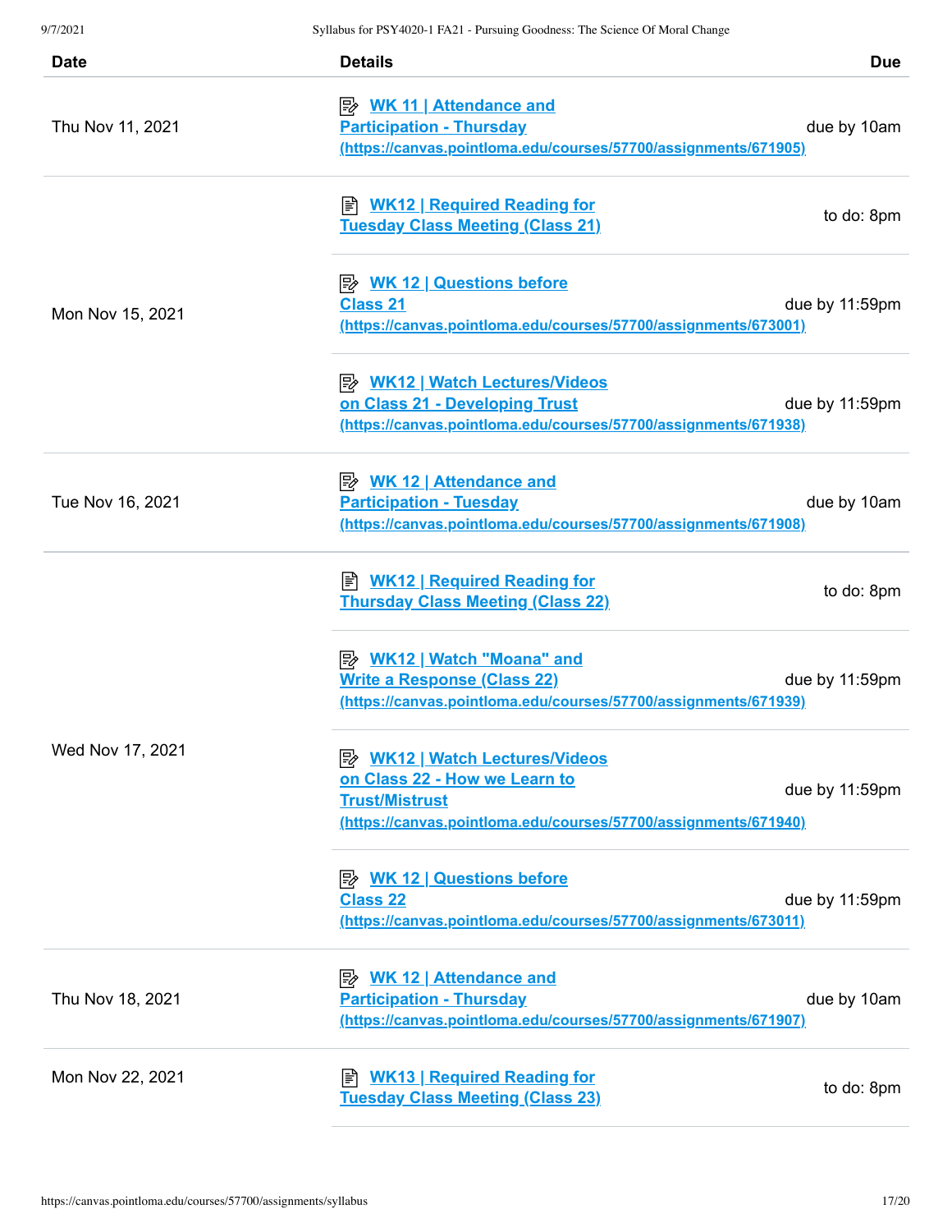| Date | Details | Due |
| --- | --- | --- |
| Thu Nov 11, 2021 | WK 11 \| Attendance and Participation - Thursday (https://canvas.pointloma.edu/courses/57700/assignments/671905) | due by 10am |
| Mon Nov 15, 2021 | WK12 \| Required Reading for Tuesday Class Meeting (Class 21) | to do: 8pm |
| | WK 12 \| Questions before Class 21 (https://canvas.pointloma.edu/courses/57700/assignments/673001) | due by 11:59pm |
| | WK12 \| Watch Lectures/Videos on Class 21 - Developing Trust (https://canvas.pointloma.edu/courses/57700/assignments/671938) | due by 11:59pm |
| Tue Nov 16, 2021 | WK 12 \| Attendance and Participation - Tuesday (https://canvas.pointloma.edu/courses/57700/assignments/671908) | due by 10am |
| Wed Nov 17, 2021 | WK12 \| Required Reading for Thursday Class Meeting (Class 22) | to do: 8pm |
| | WK12 \| Watch "Moana" and Write a Response (Class 22) (https://canvas.pointloma.edu/courses/57700/assignments/671939) | due by 11:59pm |
| | WK12 \| Watch Lectures/Videos on Class 22 - How we Learn to Trust/Mistrust (https://canvas.pointloma.edu/courses/57700/assignments/671940) | due by 11:59pm |
| | WK 12 \| Questions before Class 22 (https://canvas.pointloma.edu/courses/57700/assignments/673011) | due by 11:59pm |
| Thu Nov 18, 2021 | WK 12 \| Attendance and Participation - Thursday (https://canvas.pointloma.edu/courses/57700/assignments/671907) | due by 10am |
| Mon Nov 22, 2021 | WK13 \| Required Reading for Tuesday Class Meeting (Class 23) | to do: 8pm |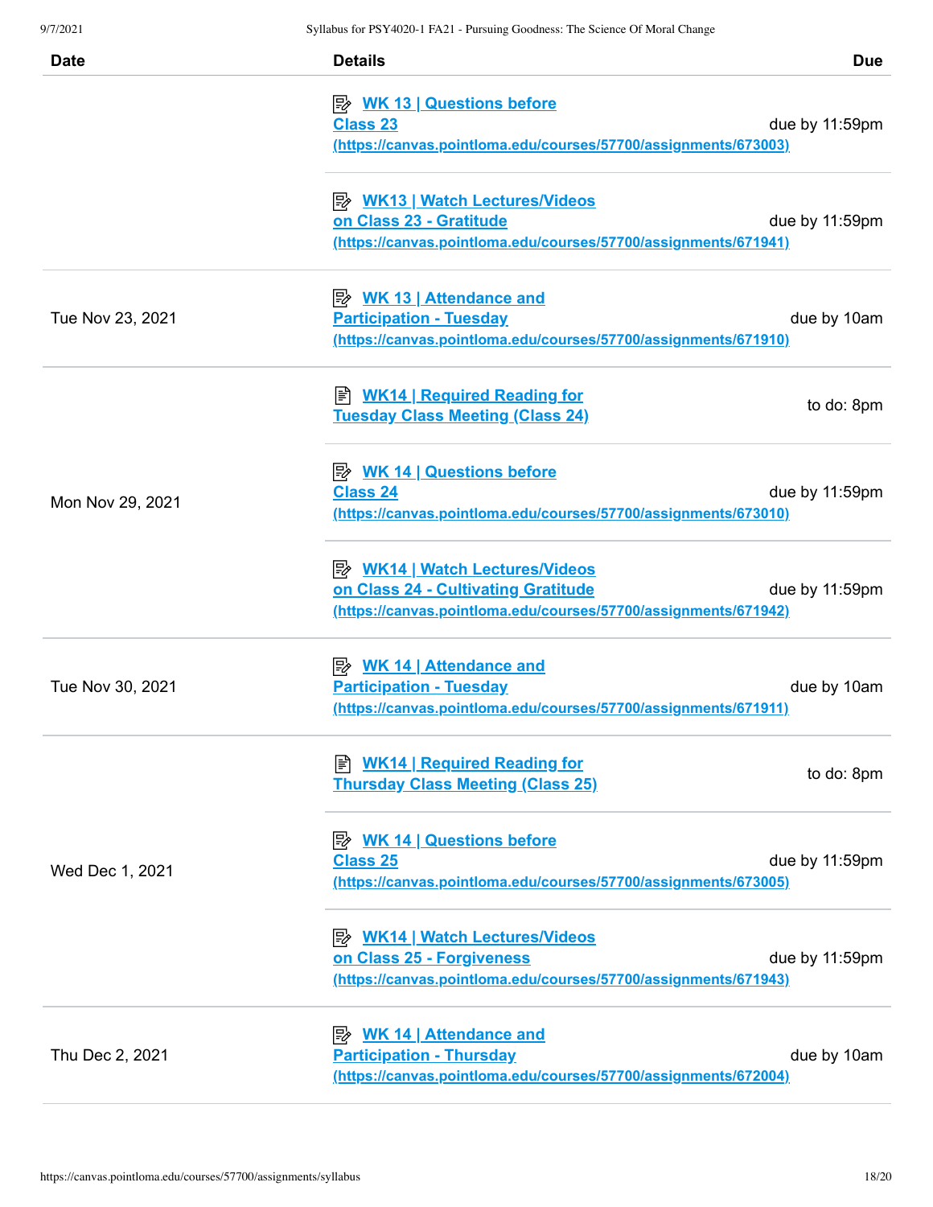| Date | Details | Due |
|---|---|---|
| | WK 13 \| Questions before Class 23 (https://canvas.pointloma.edu/courses/57700/assignments/673003) | due by 11:59pm |
| | WK13 \| Watch Lectures/Videos on Class 23 - Gratitude (https://canvas.pointloma.edu/courses/57700/assignments/671941) | due by 11:59pm |
| Tue Nov 23, 2021 | WK 13 \| Attendance and Participation - Tuesday (https://canvas.pointloma.edu/courses/57700/assignments/671910) | due by 10am |
| Mon Nov 29, 2021 | WK14 \| Required Reading for Tuesday Class Meeting (Class 24) | to do: 8pm |
| | WK 14 \| Questions before Class 24 (https://canvas.pointloma.edu/courses/57700/assignments/673010) | due by 11:59pm |
| | WK14 \| Watch Lectures/Videos on Class 24 - Cultivating Gratitude (https://canvas.pointloma.edu/courses/57700/assignments/671942) | due by 11:59pm |
| Tue Nov 30, 2021 | WK 14 \| Attendance and Participation - Tuesday (https://canvas.pointloma.edu/courses/57700/assignments/671911) | due by 10am |
| Wed Dec 1, 2021 | WK14 \| Required Reading for Thursday Class Meeting (Class 25) | to do: 8pm |
| | WK 14 \| Questions before Class 25 (https://canvas.pointloma.edu/courses/57700/assignments/673005) | due by 11:59pm |
| | WK14 \| Watch Lectures/Videos on Class 25 - Forgiveness (https://canvas.pointloma.edu/courses/57700/assignments/671943) | due by 11:59pm |
| Thu Dec 2, 2021 | WK 14 \| Attendance and Participation - Thursday (https://canvas.pointloma.edu/courses/57700/assignments/672004) | due by 10am |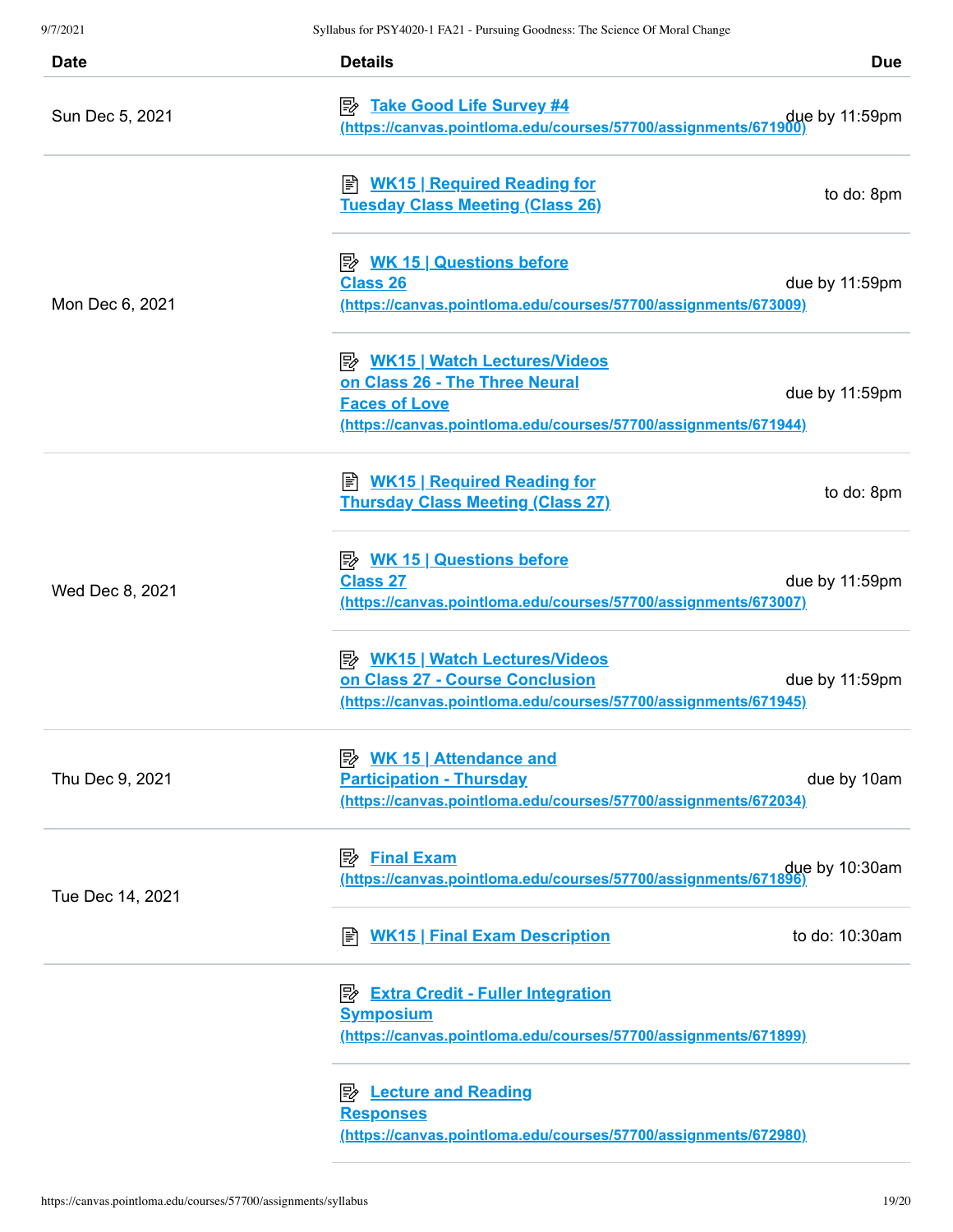| Date | Details | Due |
| --- | --- | --- |
| Sun Dec 5, 2021 | [Take Good Life Survey #4 (https://canvas.pointloma.edu/courses/57700/assignments/671900)](https://canvas.pointloma.edu/courses/57700/assignments/671900) | due by 11:59pm |
| Mon Dec 6, 2021 | WK15 \| Required Reading for Tuesday Class Meeting (Class 26) | to do: 8pm |
| | [WK 15 \| Questions before Class 26 (https://canvas.pointloma.edu/courses/57700/assignments/673009)](https://canvas.pointloma.edu/courses/57700/assignments/673009) | due by 11:59pm |
| | [WK15 \| Watch Lectures/Videos on Class 26 - The Three Neural Faces of Love (https://canvas.pointloma.edu/courses/57700/assignments/671944)](https://canvas.pointloma.edu/courses/57700/assignments/671944) | due by 11:59pm |
| Wed Dec 8, 2021 | WK15 \| Required Reading for Thursday Class Meeting (Class 27) | to do: 8pm |
| | [WK 15 \| Questions before Class 27 (https://canvas.pointloma.edu/courses/57700/assignments/673007)](https://canvas.pointloma.edu/courses/57700/assignments/673007) | due by 11:59pm |
| | [WK15 \| Watch Lectures/Videos on Class 27 - Course Conclusion (https://canvas.pointloma.edu/courses/57700/assignments/671945)](https://canvas.pointloma.edu/courses/57700/assignments/671945) | due by 11:59pm |
| Thu Dec 9, 2021 | [WK 15 \| Attendance and Participation - Thursday (https://canvas.pointloma.edu/courses/57700/assignments/672034)](https://canvas.pointloma.edu/courses/57700/assignments/672034) | due by 10am |
| Tue Dec 14, 2021 | [Final Exam (https://canvas.pointloma.edu/courses/57700/assignments/671896)](https://canvas.pointloma.edu/courses/57700/assignments/671896) | due by 10:30am |
| | WK15 \| Final Exam Description | to do: 10:30am |
| | [Extra Credit - Fuller Integration Symposium (https://canvas.pointloma.edu/courses/57700/assignments/671899)](https://canvas.pointloma.edu/courses/57700/assignments/671899) | |
| | [Lecture and Reading Responses (https://canvas.pointloma.edu/courses/57700/assignments/672980)](https://canvas.pointloma.edu/courses/57700/assignments/672980) | |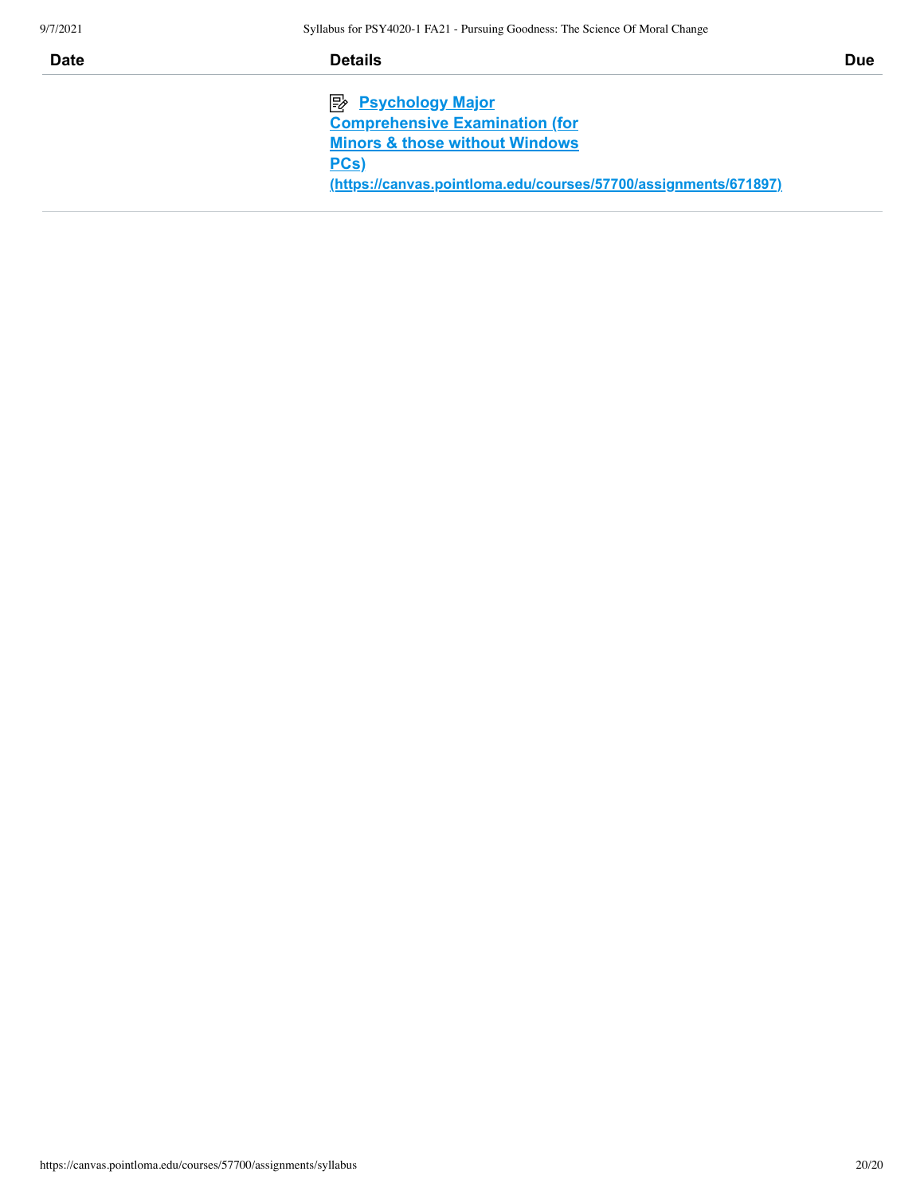| Date | Details | Due |
| --- | --- | --- |
| | Psychology Major Comprehensive Examination (for Minors & those without Windows PCs) (https://canvas.pointloma.edu/courses/57700/assignments/671897) | |